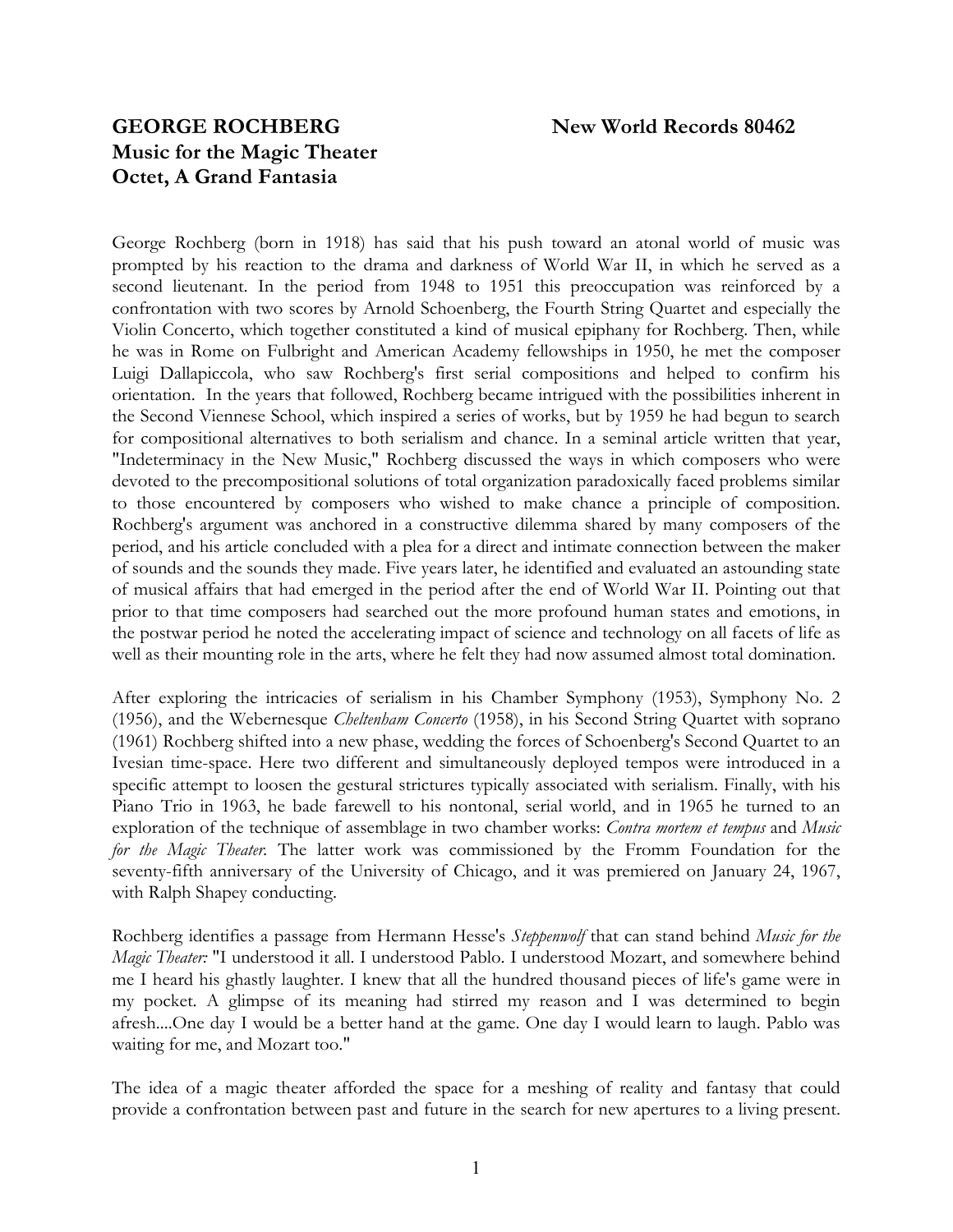# GEORGE ROCHBERG

**New World Records 80462**

## Music for the Magic Theater
## Octet, A Grand Fantasia

George Rochberg (born in 1918) has said that his push toward an atonal world of music was prompted by his reaction to the drama and darkness of World War II, in which he served as a second lieutenant. In the period from 1948 to 1951 this preoccupation was reinforced by a confrontation with two scores by Arnold Schoenberg, the Fourth String Quartet and especially the Violin Concerto, which together constituted a kind of musical epiphany for Rochberg. Then, while he was in Rome on Fulbright and American Academy fellowships in 1950, he met the composer Luigi Dallapiccola, who saw Rochberg's first serial compositions and helped to confirm his orientation. In the years that followed, Rochberg became intrigued with the possibilities inherent in the Second Viennese School, which inspired a series of works, but by 1959 he had begun to search for compositional alternatives to both serialism and chance. In a seminal article written that year, "Indeterminacy in the New Music," Rochberg discussed the ways in which composers who were devoted to the precompositional solutions of total organization paradoxically faced problems similar to those encountered by composers who wished to make chance a principle of composition. Rochberg's argument was anchored in a constructive dilemma shared by many composers of the period, and his article concluded with a plea for a direct and intimate connection between the maker of sounds and the sounds they made. Five years later, he identified and evaluated an astounding state of musical affairs that had emerged in the period after the end of World War II. Pointing out that prior to that time composers had searched out the more profound human states and emotions, in the postwar period he noted the accelerating impact of science and technology on all facets of life as well as their mounting role in the arts, where he felt they had now assumed almost total domination.

After exploring the intricacies of serialism in his Chamber Symphony (1953), Symphony No. 2 (1956), and the Webernesque *Cheltenham Concerto* (1958), in his Second String Quartet with soprano (1961) Rochberg shifted into a new phase, wedding the forces of Schoenberg's Second Quartet to an Ivesian time-space. Here two different and simultaneously deployed tempos were introduced in a specific attempt to loosen the gestural strictures typically associated with serialism. Finally, with his Piano Trio in 1963, he bade farewell to his nontonal, serial world, and in 1965 he turned to an exploration of the technique of assemblage in two chamber works: *Contra mortem et tempus* and *Music for the Magic Theater*. The latter work was commissioned by the Fromm Foundation for the seventy-fifth anniversary of the University of Chicago, and it was premiered on January 24, 1967, with Ralph Shapey conducting.

Rochberg identifies a passage from Hermann Hesse's *Steppenwolf* that can stand behind *Music for the Magic Theater:* "I understood it all. I understood Pablo. I understood Mozart, and somewhere behind me I heard his ghastly laughter. I knew that all the hundred thousand pieces of life's game were in my pocket. A glimpse of its meaning had stirred my reason and I was determined to begin afresh....One day I would be a better hand at the game. One day I would learn to laugh. Pablo was waiting for me, and Mozart too."

The idea of a magic theater afforded the space for a meshing of reality and fantasy that could provide a confrontation between past and future in the search for new apertures to a living present.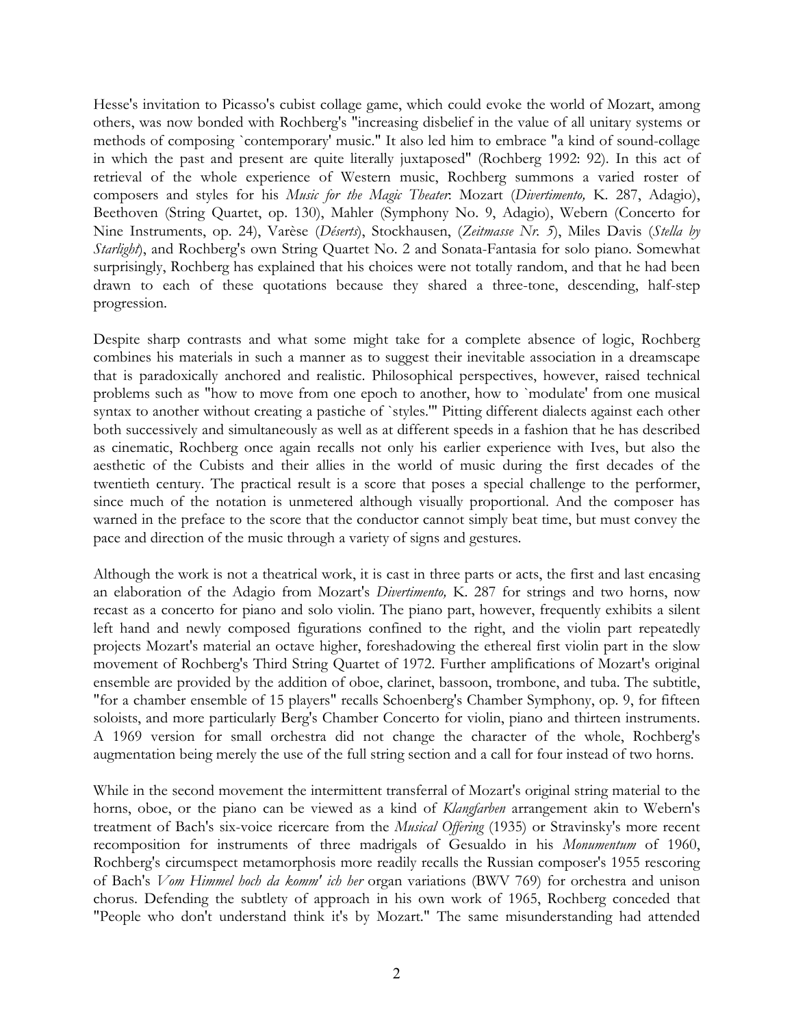Hesse's invitation to Picasso's cubist collage game, which could evoke the world of Mozart, among others, was now bonded with Rochberg's "increasing disbelief in the value of all unitary systems or methods of composing `contemporary' music." It also led him to embrace "a kind of sound-collage in which the past and present are quite literally juxtaposed" (Rochberg 1992: 92). In this act of retrieval of the whole experience of Western music, Rochberg summons a varied roster of composers and styles for his *Music for the Magic Theater*: Mozart (*Divertimento,* K. 287, Adagio), Beethoven (String Quartet, op. 130), Mahler (Symphony No. 9, Adagio), Webern (Concerto for Nine Instruments, op. 24), Varèse (*Déserts*), Stockhausen, (*Zeitmasse Nr. 5*), Miles Davis (*Stella by Starlight*), and Rochberg's own String Quartet No. 2 and Sonata-Fantasia for solo piano. Somewhat surprisingly, Rochberg has explained that his choices were not totally random, and that he had been drawn to each of these quotations because they shared a three-tone, descending, half-step progression.

Despite sharp contrasts and what some might take for a complete absence of logic, Rochberg combines his materials in such a manner as to suggest their inevitable association in a dreamscape that is paradoxically anchored and realistic. Philosophical perspectives, however, raised technical problems such as "how to move from one epoch to another, how to `modulate' from one musical syntax to another without creating a pastiche of `styles.'" Pitting different dialects against each other both successively and simultaneously as well as at different speeds in a fashion that he has described as cinematic, Rochberg once again recalls not only his earlier experience with Ives, but also the aesthetic of the Cubists and their allies in the world of music during the first decades of the twentieth century. The practical result is a score that poses a special challenge to the performer, since much of the notation is unmetered although visually proportional. And the composer has warned in the preface to the score that the conductor cannot simply beat time, but must convey the pace and direction of the music through a variety of signs and gestures.

Although the work is not a theatrical work, it is cast in three parts or acts, the first and last encasing an elaboration of the Adagio from Mozart's *Divertimento,* K. 287 for strings and two horns, now recast as a concerto for piano and solo violin. The piano part, however, frequently exhibits a silent left hand and newly composed figurations confined to the right, and the violin part repeatedly projects Mozart's material an octave higher, foreshadowing the ethereal first violin part in the slow movement of Rochberg's Third String Quartet of 1972. Further amplifications of Mozart's original ensemble are provided by the addition of oboe, clarinet, bassoon, trombone, and tuba. The subtitle, "for a chamber ensemble of 15 players" recalls Schoenberg's Chamber Symphony, op. 9, for fifteen soloists, and more particularly Berg's Chamber Concerto for violin, piano and thirteen instruments. A 1969 version for small orchestra did not change the character of the whole, Rochberg's augmentation being merely the use of the full string section and a call for four instead of two horns.

While in the second movement the intermittent transferral of Mozart's original string material to the horns, oboe, or the piano can be viewed as a kind of *Klangfarben* arrangement akin to Webern's treatment of Bach's six-voice ricercare from the *Musical Offering* (1935) or Stravinsky's more recent recomposition for instruments of three madrigals of Gesualdo in his *Monumentum* of 1960, Rochberg's circumspect metamorphosis more readily recalls the Russian composer's 1955 rescoring of Bach's *Vom Himmel hoch da komm' ich her* organ variations (BWV 769) for orchestra and unison chorus. Defending the subtlety of approach in his own work of 1965, Rochberg conceded that "People who don't understand think it's by Mozart." The same misunderstanding had attended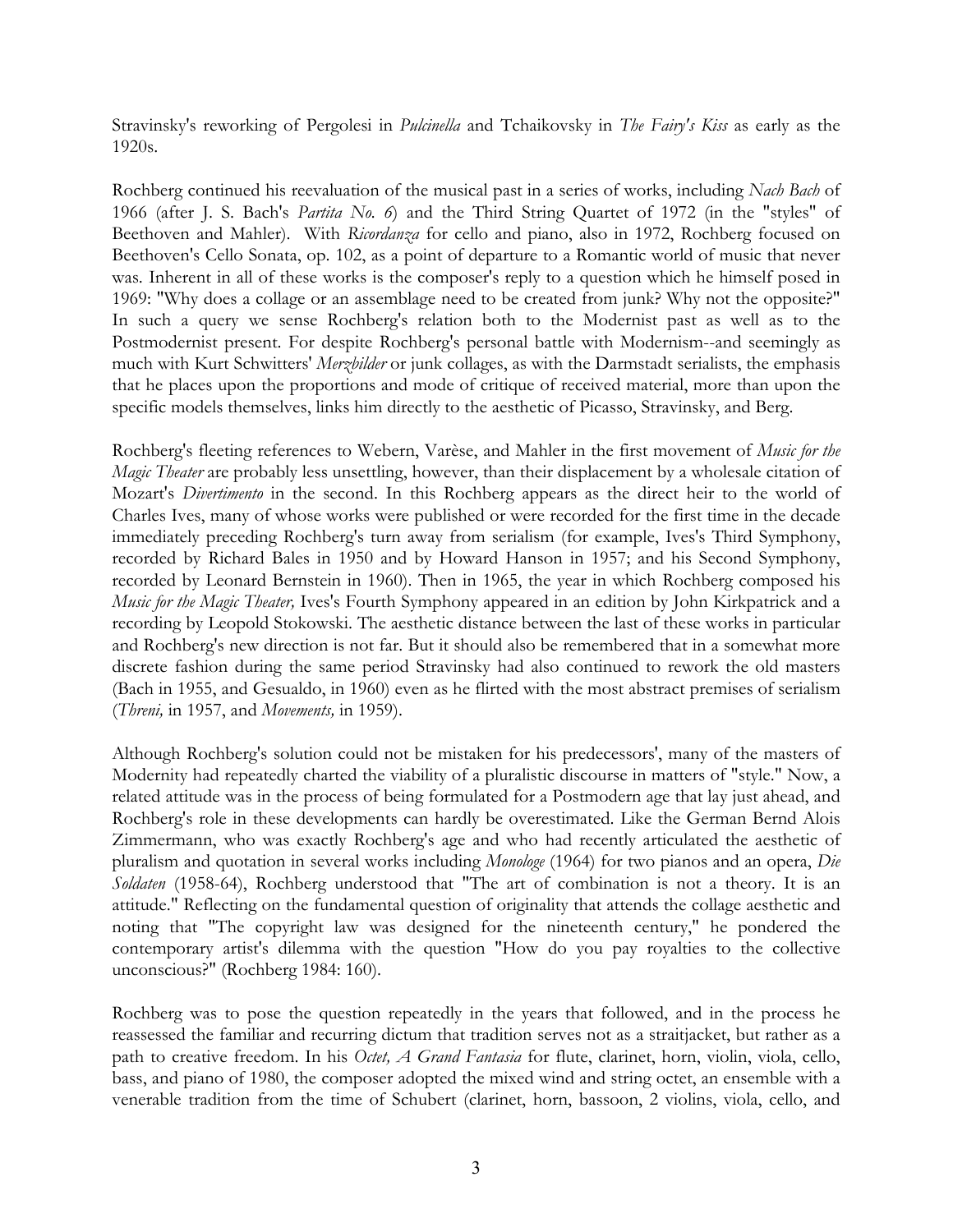Stravinsky's reworking of Pergolesi in *Pulcinella* and Tchaikovsky in *The Fairy's Kiss* as early as the 1920s.

Rochberg continued his reevaluation of the musical past in a series of works, including *Nach Bach* of 1966 (after J. S. Bach's *Partita No. 6*) and the Third String Quartet of 1972 (in the "styles" of Beethoven and Mahler). With *Ricordanza* for cello and piano, also in 1972, Rochberg focused on Beethoven's Cello Sonata, op. 102, as a point of departure to a Romantic world of music that never was. Inherent in all of these works is the composer's reply to a question which he himself posed in 1969: "Why does a collage or an assemblage need to be created from junk? Why not the opposite?" In such a query we sense Rochberg's relation both to the Modernist past as well as to the Postmodernist present. For despite Rochberg's personal battle with Modernism--and seemingly as much with Kurt Schwitters' *Merzbilder* or junk collages, as with the Darmstadt serialists, the emphasis that he places upon the proportions and mode of critique of received material, more than upon the specific models themselves, links him directly to the aesthetic of Picasso, Stravinsky, and Berg.

Rochberg's fleeting references to Webern, Varèse, and Mahler in the first movement of *Music for the Magic Theater* are probably less unsettling, however, than their displacement by a wholesale citation of Mozart's *Divertimento* in the second. In this Rochberg appears as the direct heir to the world of Charles Ives, many of whose works were published or were recorded for the first time in the decade immediately preceding Rochberg's turn away from serialism (for example, Ives's Third Symphony, recorded by Richard Bales in 1950 and by Howard Hanson in 1957; and his Second Symphony, recorded by Leonard Bernstein in 1960). Then in 1965, the year in which Rochberg composed his *Music for the Magic Theater,* Ives's Fourth Symphony appeared in an edition by John Kirkpatrick and a recording by Leopold Stokowski. The aesthetic distance between the last of these works in particular and Rochberg's new direction is not far. But it should also be remembered that in a somewhat more discrete fashion during the same period Stravinsky had also continued to rework the old masters (Bach in 1955, and Gesualdo, in 1960) even as he flirted with the most abstract premises of serialism (*Threni,* in 1957, and *Movements,* in 1959).

Although Rochberg's solution could not be mistaken for his predecessors', many of the masters of Modernity had repeatedly charted the viability of a pluralistic discourse in matters of "style." Now, a related attitude was in the process of being formulated for a Postmodern age that lay just ahead, and Rochberg's role in these developments can hardly be overestimated. Like the German Bernd Alois Zimmermann, who was exactly Rochberg's age and who had recently articulated the aesthetic of pluralism and quotation in several works including *Monologe* (1964) for two pianos and an opera, *Die Soldaten* (1958-64), Rochberg understood that "The art of combination is not a theory. It is an attitude." Reflecting on the fundamental question of originality that attends the collage aesthetic and noting that "The copyright law was designed for the nineteenth century," he pondered the contemporary artist's dilemma with the question "How do you pay royalties to the collective unconscious?" (Rochberg 1984: 160).

Rochberg was to pose the question repeatedly in the years that followed, and in the process he reassessed the familiar and recurring dictum that tradition serves not as a straitjacket, but rather as a path to creative freedom. In his *Octet, A Grand Fantasia* for flute, clarinet, horn, violin, viola, cello, bass, and piano of 1980, the composer adopted the mixed wind and string octet, an ensemble with a venerable tradition from the time of Schubert (clarinet, horn, bassoon, 2 violins, viola, cello, and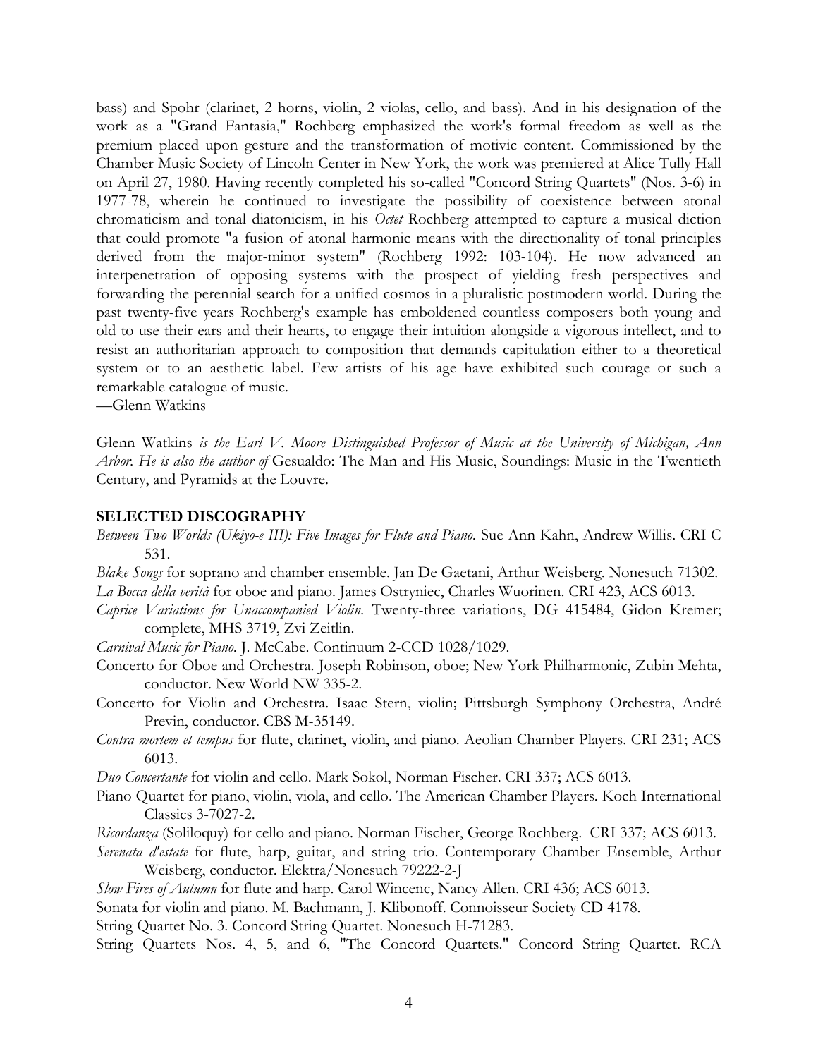bass) and Spohr (clarinet, 2 horns, violin, 2 violas, cello, and bass). And in his designation of the work as a "Grand Fantasia," Rochberg emphasized the work's formal freedom as well as the premium placed upon gesture and the transformation of motivic content. Commissioned by the Chamber Music Society of Lincoln Center in New York, the work was premiered at Alice Tully Hall on April 27, 1980. Having recently completed his so-called "Concord String Quartets" (Nos. 3-6) in 1977-78, wherein he continued to investigate the possibility of coexistence between atonal chromaticism and tonal diatonicism, in his *Octet* Rochberg attempted to capture a musical diction that could promote "a fusion of atonal harmonic means with the directionality of tonal principles derived from the major-minor system" (Rochberg 1992: 103-104). He now advanced an interpenetration of opposing systems with the prospect of yielding fresh perspectives and forwarding the perennial search for a unified cosmos in a pluralistic postmodern world. During the past twenty-five years Rochberg's example has emboldened countless composers both young and old to use their ears and their hearts, to engage their intuition alongside a vigorous intellect, and to resist an authoritarian approach to composition that demands capitulation either to a theoretical system or to an aesthetic label. Few artists of his age have exhibited such courage or such a remarkable catalogue of music.

—Glenn Watkins

Glenn Watkins *is the Earl V. Moore Distinguished Professor of Music at the University of Michigan, Ann Arbor. He is also the author of* Gesualdo: The Man and His Music, Soundings: Music in the Twentieth Century, and Pyramids at the Louvre.

## SELECTED DISCOGRAPHY

*Between Two Worlds (Ukiyo-e III): Five Images for Flute and Piano.* Sue Ann Kahn, Andrew Willis. CRI C 531.

*Blake Songs* for soprano and chamber ensemble. Jan De Gaetani, Arthur Weisberg. Nonesuch 71302.

*La Bocca della verità* for oboe and piano. James Ostryniec, Charles Wuorinen. CRI 423, ACS 6013.

*Caprice Variations for Unaccompanied Violin.* Twenty-three variations, DG 415484, Gidon Kremer; complete, MHS 3719, Zvi Zeitlin.

*Carnival Music for Piano.* J. McCabe. Continuum 2-CCD 1028/1029.

Concerto for Oboe and Orchestra. Joseph Robinson, oboe; New York Philharmonic, Zubin Mehta, conductor. New World NW 335-2.

Concerto for Violin and Orchestra. Isaac Stern, violin; Pittsburgh Symphony Orchestra, André Previn, conductor. CBS M-35149.

*Contra mortem et tempus* for flute, clarinet, violin, and piano. Aeolian Chamber Players. CRI 231; ACS 6013.

*Duo Concertante* for violin and cello. Mark Sokol, Norman Fischer. CRI 337; ACS 6013.

Piano Quartet for piano, violin, viola, and cello. The American Chamber Players. Koch International Classics 3-7027-2.

*Ricordanza* (Soliloquy) for cello and piano. Norman Fischer, George Rochberg. CRI 337; ACS 6013.

*Serenata d'estate* for flute, harp, guitar, and string trio. Contemporary Chamber Ensemble, Arthur Weisberg, conductor. Elektra/Nonesuch 79222-2-J

*Slow Fires of Autumn* for flute and harp. Carol Wincenc, Nancy Allen. CRI 436; ACS 6013.

Sonata for violin and piano. M. Bachmann, J. Klibonoff. Connoisseur Society CD 4178.

String Quartet No. 3. Concord String Quartet. Nonesuch H-71283.

String Quartets Nos. 4, 5, and 6, "The Concord Quartets." Concord String Quartet. RCA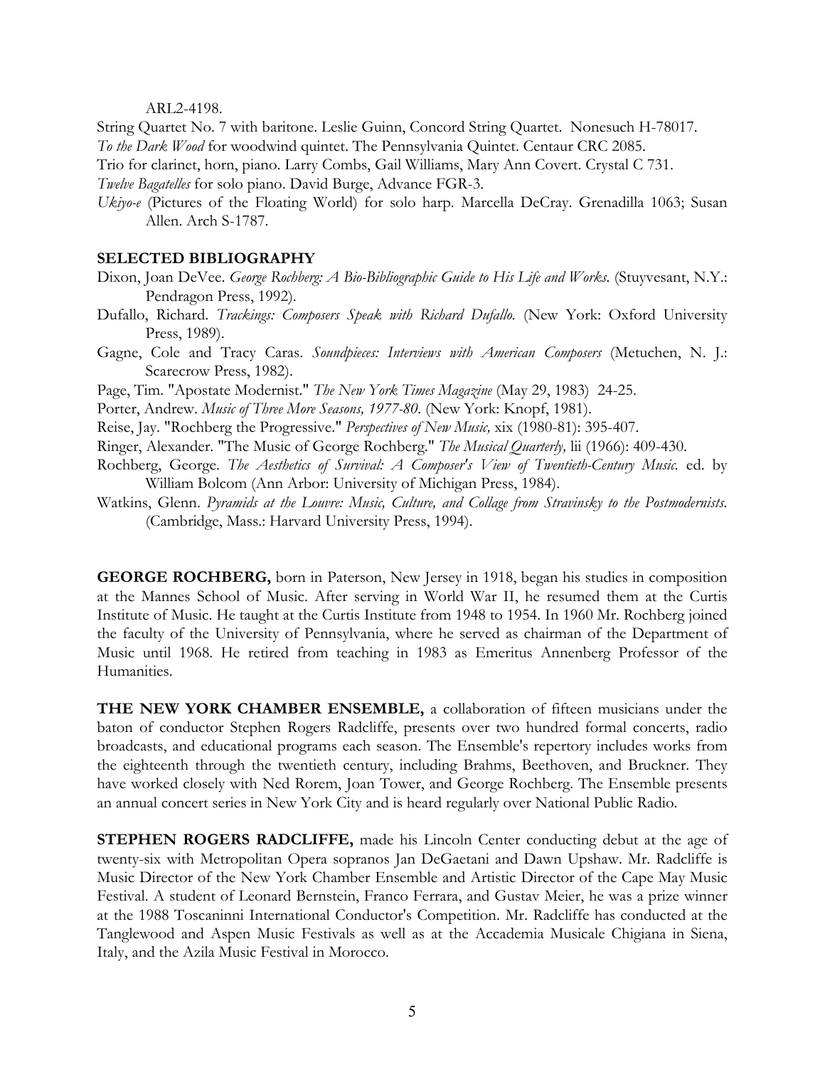ARL2-4198.

String Quartet No. 7 with baritone. Leslie Guinn, Concord String Quartet. Nonesuch H-78017.

*To the Dark Wood* for woodwind quintet. The Pennsylvania Quintet. Centaur CRC 2085.

Trio for clarinet, horn, piano. Larry Combs, Gail Williams, Mary Ann Covert. Crystal C 731.

*Twelve Bagatelles* for solo piano. David Burge, Advance FGR-3.

*Ukiyo-e* (Pictures of the Floating World) for solo harp. Marcella DeCray. Grenadilla 1063; Susan Allen. Arch S-1787.

### SELECTED BIBLIOGRAPHY

Dixon, Joan DeVee. *George Rochberg: A Bio-Bibliographic Guide to His Life and Works.* (Stuyvesant, N.Y.: Pendragon Press, 1992).

Dufallo, Richard. *Trackings: Composers Speak with Richard Dufallo.* (New York: Oxford University Press, 1989).

Gagne, Cole and Tracy Caras. *Soundpieces: Interviews with American Composers* (Metuchen, N. J.: Scarecrow Press, 1982).

Page, Tim. "Apostate Modernist." *The New York Times Magazine* (May 29, 1983) 24-25.

Porter, Andrew. *Music of Three More Seasons, 1977-80.* (New York: Knopf, 1981).

Reise, Jay. "Rochberg the Progressive." *Perspectives of New Music,* xix (1980-81): 395-407.

Ringer, Alexander. "The Music of George Rochberg." *The Musical Quarterly,* lii (1966): 409-430.

Rochberg, George. *The Aesthetics of Survival: A Composer's View of Twentieth-Century Music.* ed. by William Bolcom (Ann Arbor: University of Michigan Press, 1984).

Watkins, Glenn. *Pyramids at the Louvre: Music, Culture, and Collage from Stravinsky to the Postmodernists.* (Cambridge, Mass.: Harvard University Press, 1994).

**GEORGE ROCHBERG,** born in Paterson, New Jersey in 1918, began his studies in composition at the Mannes School of Music. After serving in World War II, he resumed them at the Curtis Institute of Music. He taught at the Curtis Institute from 1948 to 1954. In 1960 Mr. Rochberg joined the faculty of the University of Pennsylvania, where he served as chairman of the Department of Music until 1968. He retired from teaching in 1983 as Emeritus Annenberg Professor of the Humanities.

**THE NEW YORK CHAMBER ENSEMBLE,** a collaboration of fifteen musicians under the baton of conductor Stephen Rogers Radcliffe, presents over two hundred formal concerts, radio broadcasts, and educational programs each season. The Ensemble's repertory includes works from the eighteenth through the twentieth century, including Brahms, Beethoven, and Bruckner. They have worked closely with Ned Rorem, Joan Tower, and George Rochberg. The Ensemble presents an annual concert series in New York City and is heard regularly over National Public Radio.

**STEPHEN ROGERS RADCLIFFE,** made his Lincoln Center conducting debut at the age of twenty-six with Metropolitan Opera sopranos Jan DeGaetani and Dawn Upshaw. Mr. Radcliffe is Music Director of the New York Chamber Ensemble and Artistic Director of the Cape May Music Festival. A student of Leonard Bernstein, Franco Ferrara, and Gustav Meier, he was a prize winner at the 1988 Toscaninni International Conductor's Competition. Mr. Radcliffe has conducted at the Tanglewood and Aspen Music Festivals as well as at the Accademia Musicale Chigiana in Siena, Italy, and the Azila Music Festival in Morocco.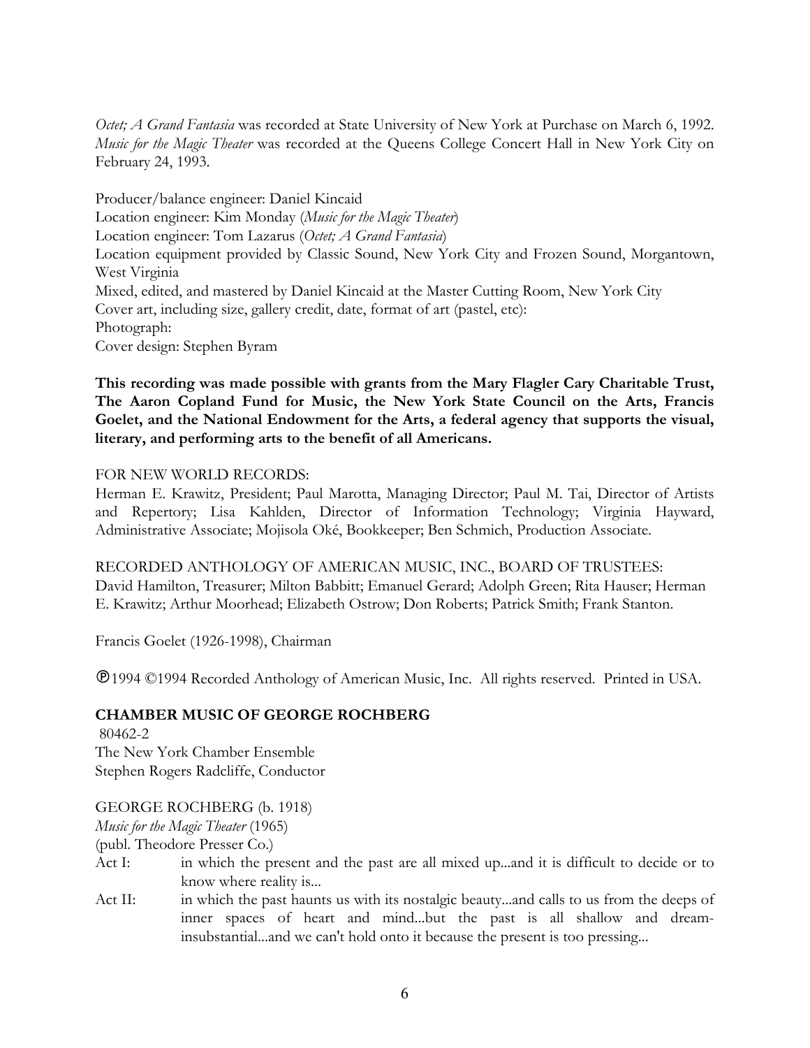*Octet; A Grand Fantasia* was recorded at State University of New York at Purchase on March 6, 1992. *Music for the Magic Theater* was recorded at the Queens College Concert Hall in New York City on February 24, 1993.

Producer/balance engineer: Daniel Kincaid
Location engineer: Kim Monday (*Music for the Magic Theater*)
Location engineer: Tom Lazarus (*Octet; A Grand Fantasia*)
Location equipment provided by Classic Sound, New York City and Frozen Sound, Morgantown, West Virginia
Mixed, edited, and mastered by Daniel Kincaid at the Master Cutting Room, New York City
Cover art, including size, gallery credit, date, format of art (pastel, etc):
Photograph:
Cover design: Stephen Byram

**This recording was made possible with grants from the Mary Flagler Cary Charitable Trust, The Aaron Copland Fund for Music, the New York State Council on the Arts, Francis Goelet, and the National Endowment for the Arts, a federal agency that supports the visual, literary, and performing arts to the benefit of all Americans.**

FOR NEW WORLD RECORDS:
Herman E. Krawitz, President; Paul Marotta, Managing Director; Paul M. Tai, Director of Artists and Repertory; Lisa Kahlden, Director of Information Technology; Virginia Hayward, Administrative Associate; Mojisola Oké, Bookkeeper; Ben Schmich, Production Associate.

RECORDED ANTHOLOGY OF AMERICAN MUSIC, INC., BOARD OF TRUSTEES:
David Hamilton, Treasurer; Milton Babbitt; Emanuel Gerard; Adolph Green; Rita Hauser; Herman E. Krawitz; Arthur Moorhead; Elizabeth Ostrow; Don Roberts; Patrick Smith; Frank Stanton.

Francis Goelet (1926-1998), Chairman

℗1994 ©1994 Recorded Anthology of American Music, Inc. All rights reserved. Printed in USA.

**CHAMBER MUSIC OF GEORGE ROCHBERG**
80462-2
The New York Chamber Ensemble
Stephen Rogers Radcliffe, Conductor

GEORGE ROCHBERG (b. 1918)
*Music for the Magic Theater* (1965)
(publ. Theodore Presser Co.)

Act I: in which the present and the past are all mixed up...and it is difficult to decide or to know where reality is...

Act II: in which the past haunts us with its nostalgic beauty...and calls to us from the deeps of inner spaces of heart and mind...but the past is all shallow and dream-insubstantial...and we can't hold onto it because the present is too pressing...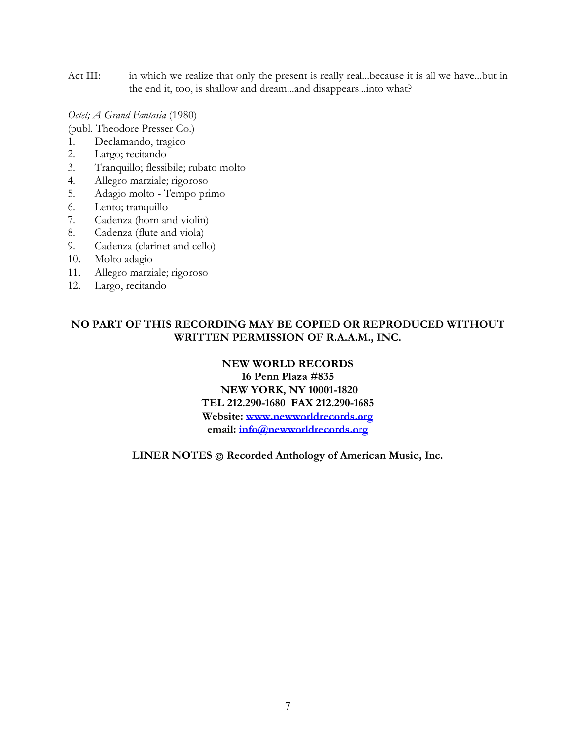Act III: in which we realize that only the present is really real...because it is all we have...but in the end it, too, is shallow and dream...and disappears...into what?

*Octet; A Grand Fantasia* (1980)
(publ. Theodore Presser Co.)

1. Declamando, tragico
2. Largo; recitando
3. Tranquillo; flessibile; rubato molto
4. Allegro marziale; rigoroso
5. Adagio molto - Tempo primo
6. Lento; tranquillo
7. Cadenza (horn and violin)
8. Cadenza (flute and viola)
9. Cadenza (clarinet and cello)
10. Molto adagio
11. Allegro marziale; rigoroso
12. Largo, recitando

**NO PART OF THIS RECORDING MAY BE COPIED OR REPRODUCED WITHOUT WRITTEN PERMISSION OF R.A.A.M., INC.**

**NEW WORLD RECORDS**
**16 Penn Plaza #835**
**NEW YORK, NY 10001-1820**
**TEL 212.290-1680 FAX 212.290-1685**
**Website: www.newworldrecords.org**
**email: info@newworldrecords.org**

**LINER NOTES © Recorded Anthology of American Music, Inc.**